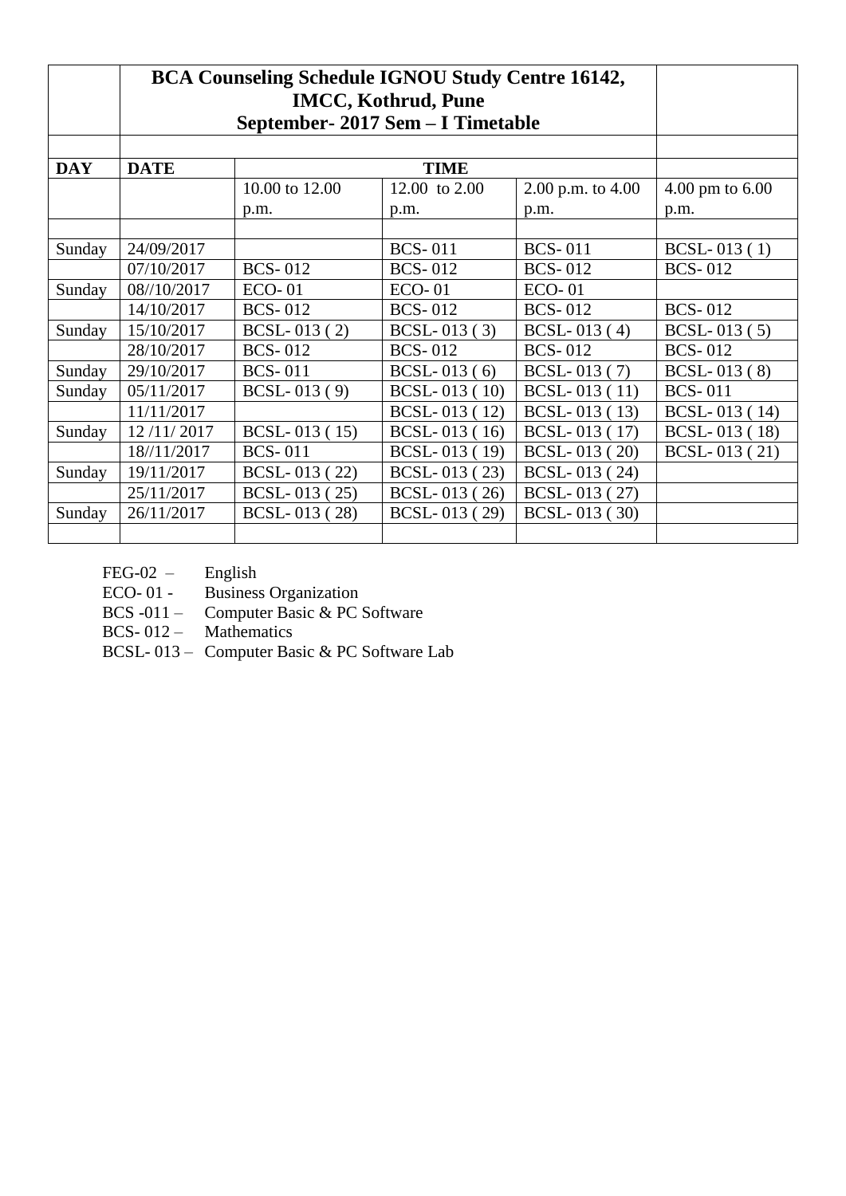| | BCA Counseling Schedule IGNOU Study Centre 16142, IMCC, Kothrud, Pune September- 2017 Sem – I Timetable | | | | |
|---|---|---|---|---|---|
| | | | | | |
| **DAY** | **DATE** | **TIME** | | | |
| | | 10.00 to 12.00 p.m. | 12.00 to 2.00 p.m. | 2.00 p.m. to 4.00 p.m. | 4.00 pm to 6.00 p.m. |
| | | | | | |
| Sunday | 24/09/2017 | | BCS- 011 | BCS- 011 | BCSL- 013 ( 1) |
| | 07/10/2017 | BCS- 012 | BCS- 012 | BCS- 012 | BCS- 012 |
| Sunday | 08//10/2017 | ECO- 01 | ECO- 01 | ECO- 01 | |
| | 14/10/2017 | BCS- 012 | BCS- 012 | BCS- 012 | BCS- 012 |
| Sunday | 15/10/2017 | BCSL- 013 ( 2) | BCSL- 013 ( 3) | BCSL- 013 ( 4) | BCSL- 013 ( 5) |
| | 28/10/2017 | BCS- 012 | BCS- 012 | BCS- 012 | BCS- 012 |
| Sunday | 29/10/2017 | BCS- 011 | BCSL- 013 ( 6) | BCSL- 013 ( 7) | BCSL- 013 ( 8) |
| Sunday | 05/11/2017 | BCSL- 013 ( 9) | BCSL- 013 ( 10) | BCSL- 013 ( 11) | BCS- 011 |
| | 11/11/2017 | | BCSL- 013 ( 12) | BCSL- 013 ( 13) | BCSL- 013 ( 14) |
| Sunday | 12 /11/ 2017 | BCSL- 013 ( 15) | BCSL- 013 ( 16) | BCSL- 013 ( 17) | BCSL- 013 ( 18) |
| | 18//11/2017 | BCS- 011 | BCSL- 013 ( 19) | BCSL- 013 ( 20) | BCSL- 013 ( 21) |
| Sunday | 19/11/2017 | BCSL- 013 ( 22) | BCSL- 013 ( 23) | BCSL- 013 ( 24) | |
| | 25/11/2017 | BCSL- 013 ( 25) | BCSL- 013 ( 26) | BCSL- 013 ( 27) | |
| Sunday | 26/11/2017 | BCSL- 013 ( 28) | BCSL- 013 ( 29) | BCSL- 013 ( 30) | |
| | | | | | |

FEG-02 – English

ECO- 01 - Business Organization

BCS -011 – Computer Basic & PC Software

BCS- 012 – Mathematics

BCSL- 013 – Computer Basic & PC Software Lab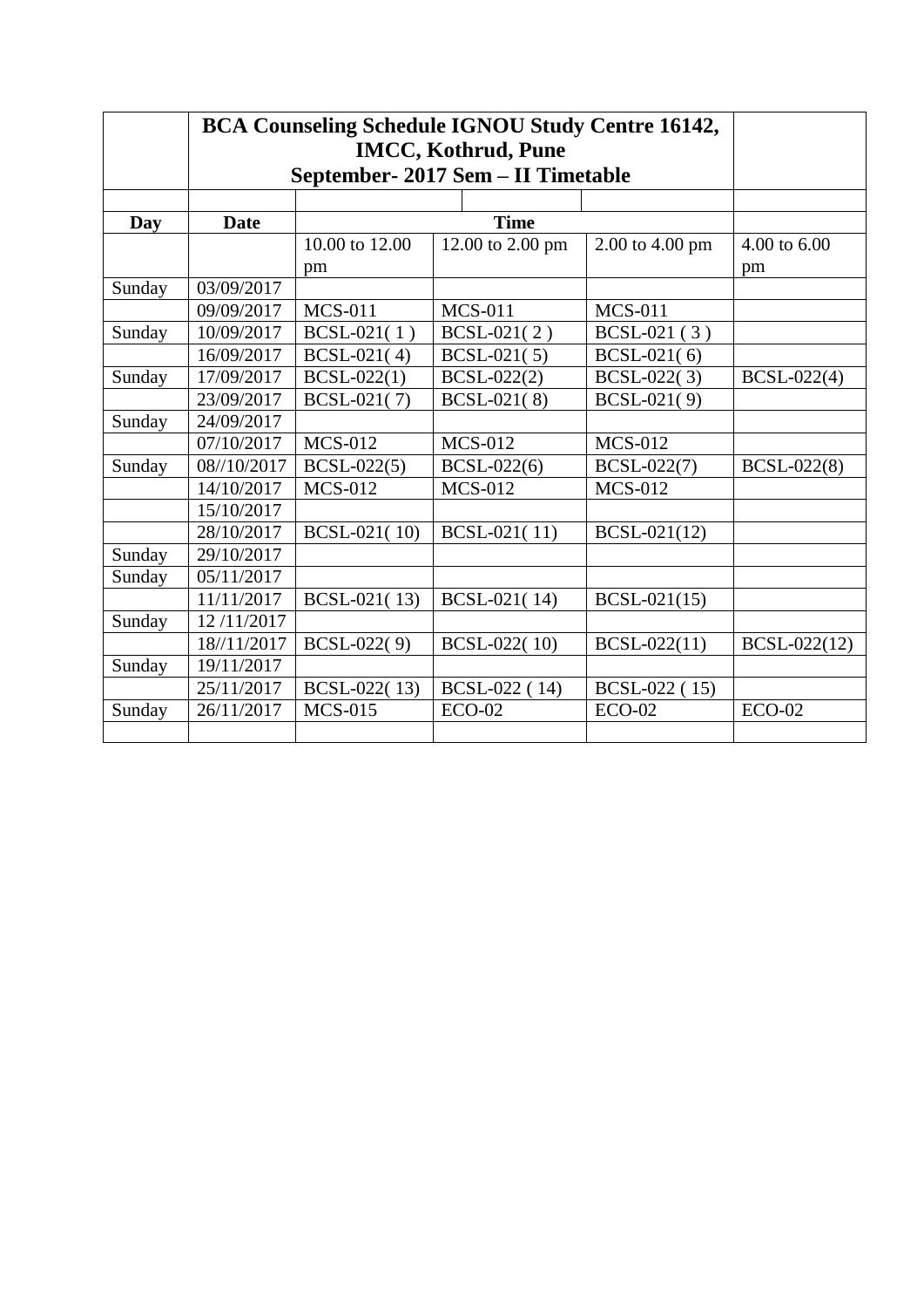| | BCA Counseling Schedule IGNOU Study Centre 16142, IMCC, Kothrud, Pune September- 2017 Sem – II Timetable | | | | |
|---|---|---|---|---|---|
| | | | | | |
| **Day** | **Date** | **Time** | | | |
| | | 10.00 to 12.00 pm | 12.00 to 2.00 pm | 2.00 to 4.00 pm | 4.00 to 6.00 pm |
| Sunday | 03/09/2017 | | | | |
| | 09/09/2017 | MCS-011 | MCS-011 | MCS-011 | |
| Sunday | 10/09/2017 | BCSL-021( 1 ) | BCSL-021( 2 ) | BCSL-021 ( 3 ) | |
| | 16/09/2017 | BCSL-021( 4) | BCSL-021( 5) | BCSL-021( 6) | |
| Sunday | 17/09/2017 | BCSL-022(1) | BCSL-022(2) | BCSL-022( 3) | BCSL-022(4) |
| | 23/09/2017 | BCSL-021( 7) | BCSL-021( 8) | BCSL-021( 9) | |
| Sunday | 24/09/2017 | | | | |
| | 07/10/2017 | MCS-012 | MCS-012 | MCS-012 | |
| Sunday | 08//10/2017 | BCSL-022(5) | BCSL-022(6) | BCSL-022(7) | BCSL-022(8) |
| | 14/10/2017 | MCS-012 | MCS-012 | MCS-012 | |
| | 15/10/2017 | | | | |
| | 28/10/2017 | BCSL-021( 10) | BCSL-021( 11) | BCSL-021(12) | |
| Sunday | 29/10/2017 | | | | |
| Sunday | 05/11/2017 | | | | |
| | 11/11/2017 | BCSL-021( 13) | BCSL-021( 14) | BCSL-021(15) | |
| Sunday | 12 /11/2017 | | | | |
| | 18//11/2017 | BCSL-022( 9) | BCSL-022( 10) | BCSL-022(11) | BCSL-022(12) |
| Sunday | 19/11/2017 | | | | |
| | 25/11/2017 | BCSL-022( 13) | BCSL-022 ( 14) | BCSL-022 ( 15) | |
| Sunday | 26/11/2017 | MCS-015 | ECO-02 | ECO-02 | ECO-02 |
| | | | | | |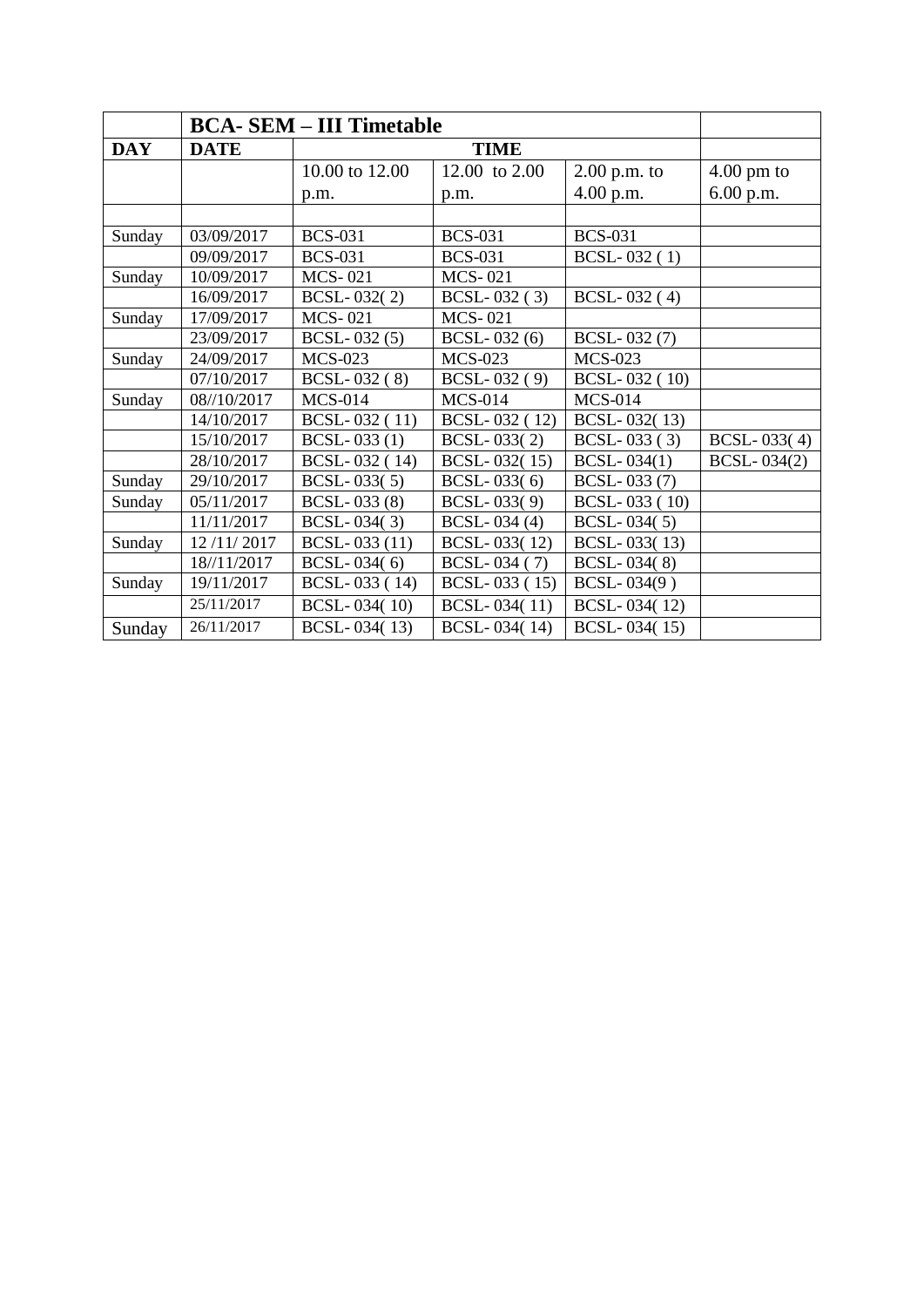| | BCA- SEM – III Timetable | | | | |
|---|---|---|---|---|---|
| **DAY** | **DATE** | **TIME** | | | |
| | | 10.00 to 12.00 p.m. | 12.00 to 2.00 p.m. | 2.00 p.m. to 4.00 p.m. | 4.00 pm to 6.00 p.m. |
| | | | | | |
| Sunday | 03/09/2017 | BCS-031 | BCS-031 | BCS-031 | |
| | 09/09/2017 | BCS-031 | BCS-031 | BCSL- 032 ( 1) | |
| Sunday | 10/09/2017 | MCS- 021 | MCS- 021 | | |
| | 16/09/2017 | BCSL- 032( 2) | BCSL- 032 ( 3) | BCSL- 032 ( 4) | |
| Sunday | 17/09/2017 | MCS- 021 | MCS- 021 | | |
| | 23/09/2017 | BCSL- 032 (5) | BCSL- 032 (6) | BCSL- 032 (7) | |
| Sunday | 24/09/2017 | MCS-023 | MCS-023 | MCS-023 | |
| | 07/10/2017 | BCSL- 032 ( 8) | BCSL- 032 ( 9) | BCSL- 032 ( 10) | |
| Sunday | 08//10/2017 | MCS-014 | MCS-014 | MCS-014 | |
| | 14/10/2017 | BCSL- 032 ( 11) | BCSL- 032 ( 12) | BCSL- 032( 13) | |
| | 15/10/2017 | BCSL- 033 (1) | BCSL- 033( 2) | BCSL- 033 ( 3) | BCSL- 033( 4) |
| | 28/10/2017 | BCSL- 032 ( 14) | BCSL- 032( 15) | BCSL- 034(1) | BCSL- 034(2) |
| Sunday | 29/10/2017 | BCSL- 033( 5) | BCSL- 033( 6) | BCSL- 033 (7) | |
| Sunday | 05/11/2017 | BCSL- 033 (8) | BCSL- 033( 9) | BCSL- 033 ( 10) | |
| | 11/11/2017 | BCSL- 034( 3) | BCSL- 034 (4) | BCSL- 034( 5) | |
| Sunday | 12 /11/ 2017 | BCSL- 033 (11) | BCSL- 033( 12) | BCSL- 033( 13) | |
| | 18//11/2017 | BCSL- 034( 6) | BCSL- 034 ( 7) | BCSL- 034( 8) | |
| Sunday | 19/11/2017 | BCSL- 033 ( 14) | BCSL- 033 ( 15) | BCSL- 034(9 ) | |
| | 25/11/2017 | BCSL- 034( 10) | BCSL- 034( 11) | BCSL- 034( 12) | |
| Sunday | 26/11/2017 | BCSL- 034( 13) | BCSL- 034( 14) | BCSL- 034( 15) | |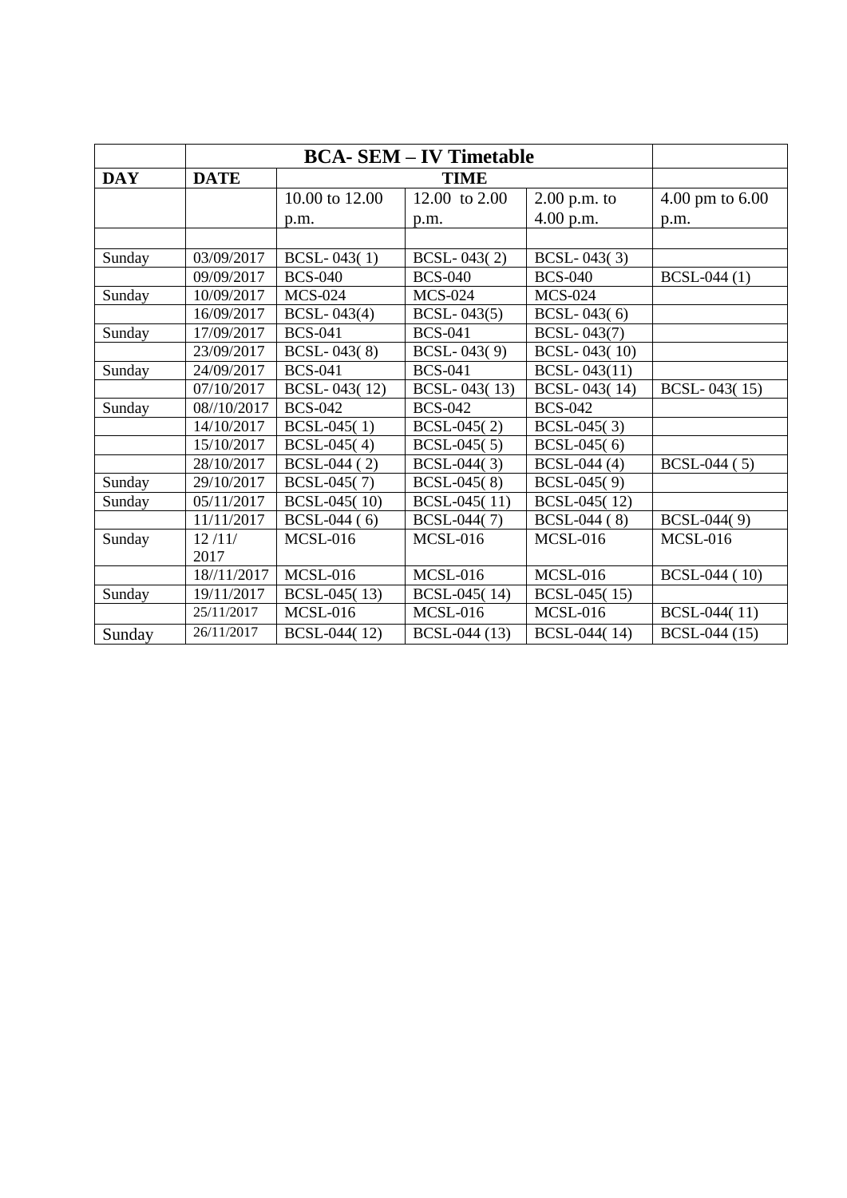| | BCA- SEM – IV Timetable | | | | |
|---|---|---|---|---|---|
| **DAY** | **DATE** | **TIME** | | | |
| | | 10.00 to 12.00 p.m. | 12.00 to 2.00 p.m. | 2.00 p.m. to 4.00 p.m. | 4.00 pm to 6.00 p.m. |
| | | | | | |
| Sunday | 03/09/2017 | BCSL- 043( 1) | BCSL- 043( 2) | BCSL- 043( 3) | |
| | 09/09/2017 | BCS-040 | BCS-040 | BCS-040 | BCSL-044 (1) |
| Sunday | 10/09/2017 | MCS-024 | MCS-024 | MCS-024 | |
| | 16/09/2017 | BCSL- 043(4) | BCSL- 043(5) | BCSL- 043( 6) | |
| Sunday | 17/09/2017 | BCS-041 | BCS-041 | BCSL- 043(7) | |
| | 23/09/2017 | BCSL- 043( 8) | BCSL- 043( 9) | BCSL- 043( 10) | |
| Sunday | 24/09/2017 | BCS-041 | BCS-041 | BCSL- 043(11) | |
| | 07/10/2017 | BCSL- 043( 12) | BCSL- 043( 13) | BCSL- 043( 14) | BCSL- 043( 15) |
| Sunday | 08//10/2017 | BCS-042 | BCS-042 | BCS-042 | |
| | 14/10/2017 | BCSL-045( 1) | BCSL-045( 2) | BCSL-045( 3) | |
| | 15/10/2017 | BCSL-045( 4) | BCSL-045( 5) | BCSL-045( 6) | |
| | 28/10/2017 | BCSL-044 ( 2) | BCSL-044( 3) | BCSL-044 (4) | BCSL-044 ( 5) |
| Sunday | 29/10/2017 | BCSL-045( 7) | BCSL-045( 8) | BCSL-045( 9) | |
| Sunday | 05/11/2017 | BCSL-045( 10) | BCSL-045( 11) | BCSL-045( 12) | |
| | 11/11/2017 | BCSL-044 ( 6) | BCSL-044( 7) | BCSL-044 ( 8) | BCSL-044( 9) |
| Sunday | 12 /11/ 2017 | MCSL-016 | MCSL-016 | MCSL-016 | MCSL-016 |
| | 18//11/2017 | MCSL-016 | MCSL-016 | MCSL-016 | BCSL-044 ( 10) |
| Sunday | 19/11/2017 | BCSL-045( 13) | BCSL-045( 14) | BCSL-045( 15) | |
| | 25/11/2017 | MCSL-016 | MCSL-016 | MCSL-016 | BCSL-044( 11) |
| Sunday | 26/11/2017 | BCSL-044( 12) | BCSL-044 (13) | BCSL-044( 14) | BCSL-044 (15) |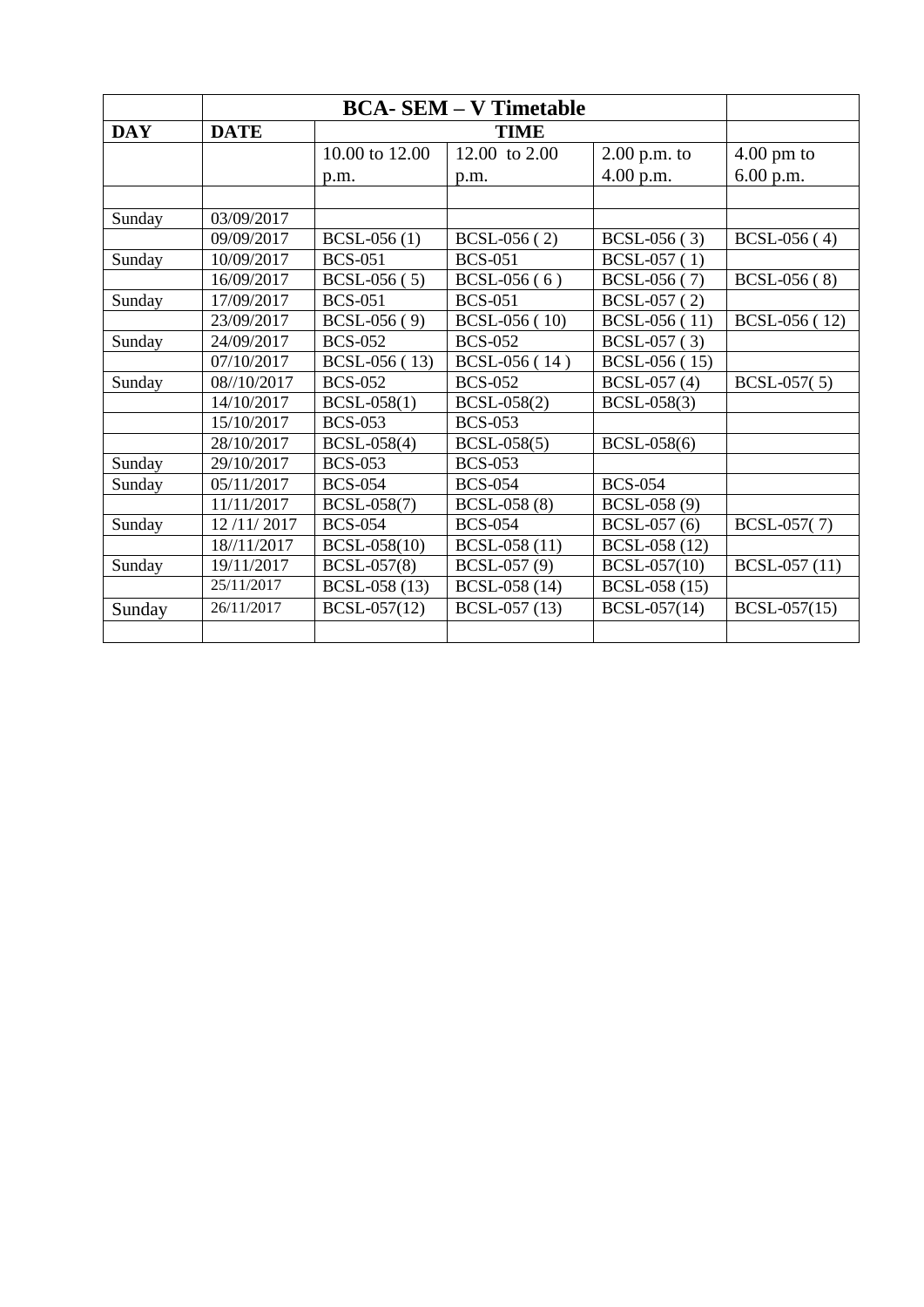| | BCA- SEM – V Timetable | | | | |
|---|---|---|---|---|---|
| **DAY** | **DATE** | **TIME** | | | |
| | | 10.00 to 12.00 p.m. | 12.00 to 2.00 p.m. | 2.00 p.m. to 4.00 p.m. | 4.00 pm to 6.00 p.m. |
| | | | | | |
| Sunday | 03/09/2017 | | | | |
| | 09/09/2017 | BCSL-056 (1) | BCSL-056 ( 2) | BCSL-056 ( 3) | BCSL-056 ( 4) |
| Sunday | 10/09/2017 | BCS-051 | BCS-051 | BCSL-057 ( 1) | |
| | 16/09/2017 | BCSL-056 ( 5) | BCSL-056 ( 6 ) | BCSL-056 ( 7) | BCSL-056 ( 8) |
| Sunday | 17/09/2017 | BCS-051 | BCS-051 | BCSL-057 ( 2) | |
| | 23/09/2017 | BCSL-056 ( 9) | BCSL-056 ( 10) | BCSL-056 ( 11) | BCSL-056 ( 12) |
| Sunday | 24/09/2017 | BCS-052 | BCS-052 | BCSL-057 ( 3) | |
| | 07/10/2017 | BCSL-056 ( 13) | BCSL-056 ( 14 ) | BCSL-056 ( 15) | |
| Sunday | 08//10/2017 | BCS-052 | BCS-052 | BCSL-057 (4) | BCSL-057( 5) |
| | 14/10/2017 | BCSL-058(1) | BCSL-058(2) | BCSL-058(3) | |
| | 15/10/2017 | BCS-053 | BCS-053 | | |
| | 28/10/2017 | BCSL-058(4) | BCSL-058(5) | BCSL-058(6) | |
| Sunday | 29/10/2017 | BCS-053 | BCS-053 | | |
| Sunday | 05/11/2017 | BCS-054 | BCS-054 | BCS-054 | |
| | 11/11/2017 | BCSL-058(7) | BCSL-058 (8) | BCSL-058 (9) | |
| Sunday | 12 /11/ 2017 | BCS-054 | BCS-054 | BCSL-057 (6) | BCSL-057( 7) |
| | 18//11/2017 | BCSL-058(10) | BCSL-058 (11) | BCSL-058 (12) | |
| Sunday | 19/11/2017 | BCSL-057(8) | BCSL-057 (9) | BCSL-057(10) | BCSL-057 (11) |
| | 25/11/2017 | BCSL-058 (13) | BCSL-058 (14) | BCSL-058 (15) | |
| Sunday | 26/11/2017 | BCSL-057(12) | BCSL-057 (13) | BCSL-057(14) | BCSL-057(15) |
| | | | | | |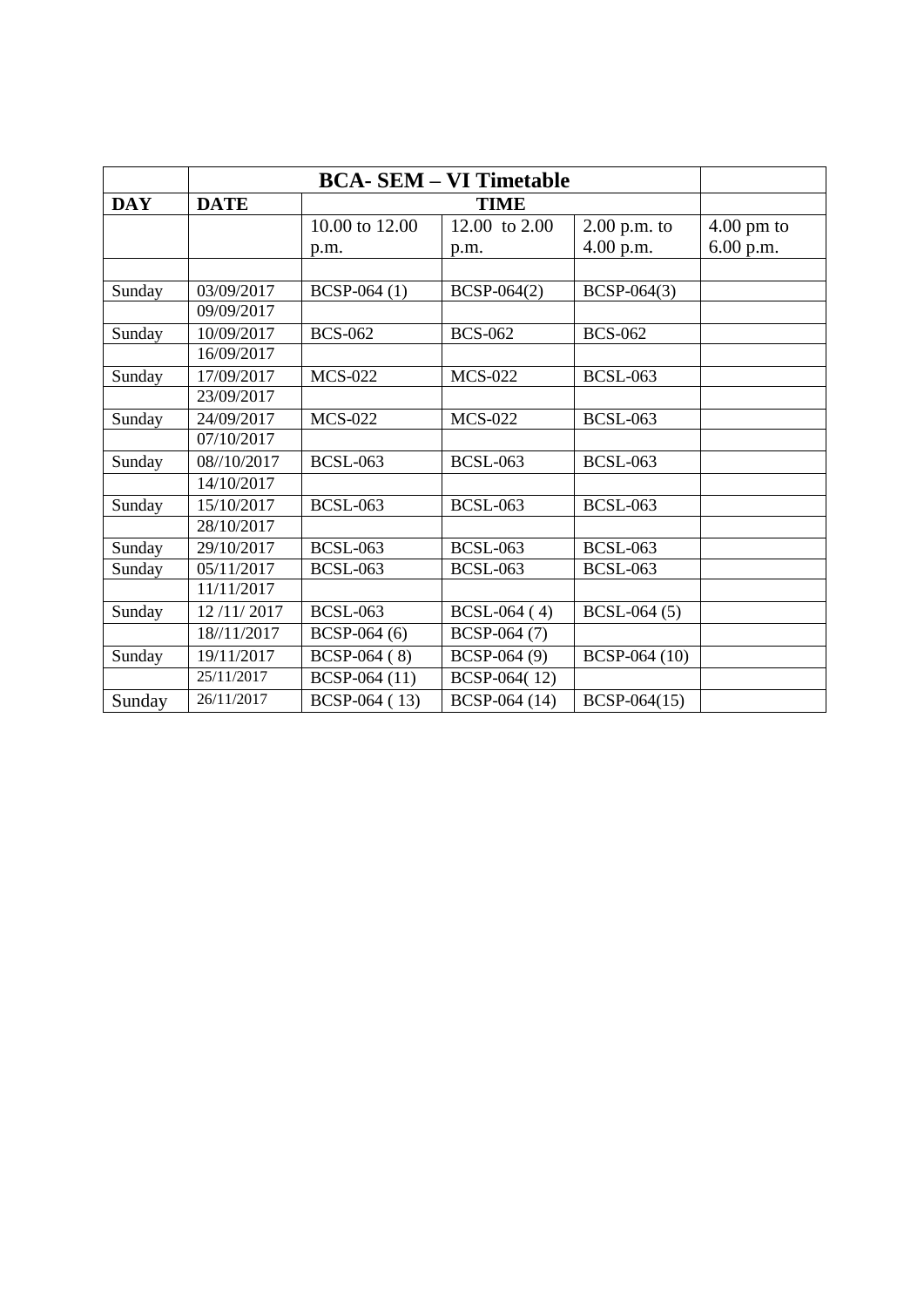| | BCA- SEM – VI Timetable | | | | |
|---|---|---|---|---|---|
| **DAY** | **DATE** | **TIME** | | | |
| | | 10.00 to 12.00 p.m. | 12.00 to 2.00 p.m. | 2.00 p.m. to 4.00 p.m. | 4.00 pm to 6.00 p.m. |
| | | | | | |
| Sunday | 03/09/2017 | BCSP-064 (1) | BCSP-064(2) | BCSP-064(3) | |
| | 09/09/2017 | | | | |
| Sunday | 10/09/2017 | BCS-062 | BCS-062 | BCS-062 | |
| | 16/09/2017 | | | | |
| Sunday | 17/09/2017 | MCS-022 | MCS-022 | BCSL-063 | |
| | 23/09/2017 | | | | |
| Sunday | 24/09/2017 | MCS-022 | MCS-022 | BCSL-063 | |
| | 07/10/2017 | | | | |
| Sunday | 08//10/2017 | BCSL-063 | BCSL-063 | BCSL-063 | |
| | 14/10/2017 | | | | |
| Sunday | 15/10/2017 | BCSL-063 | BCSL-063 | BCSL-063 | |
| | 28/10/2017 | | | | |
| Sunday | 29/10/2017 | BCSL-063 | BCSL-063 | BCSL-063 | |
| Sunday | 05/11/2017 | BCSL-063 | BCSL-063 | BCSL-063 | |
| | 11/11/2017 | | | | |
| Sunday | 12 /11/ 2017 | BCSL-063 | BCSL-064 ( 4) | BCSL-064 (5) | |
| | 18//11/2017 | BCSP-064 (6) | BCSP-064 (7) | | |
| Sunday | 19/11/2017 | BCSP-064 ( 8) | BCSP-064 (9) | BCSP-064 (10) | |
| | 25/11/2017 | BCSP-064 (11) | BCSP-064( 12) | | |
| Sunday | 26/11/2017 | BCSP-064 ( 13) | BCSP-064 (14) | BCSP-064(15) | |